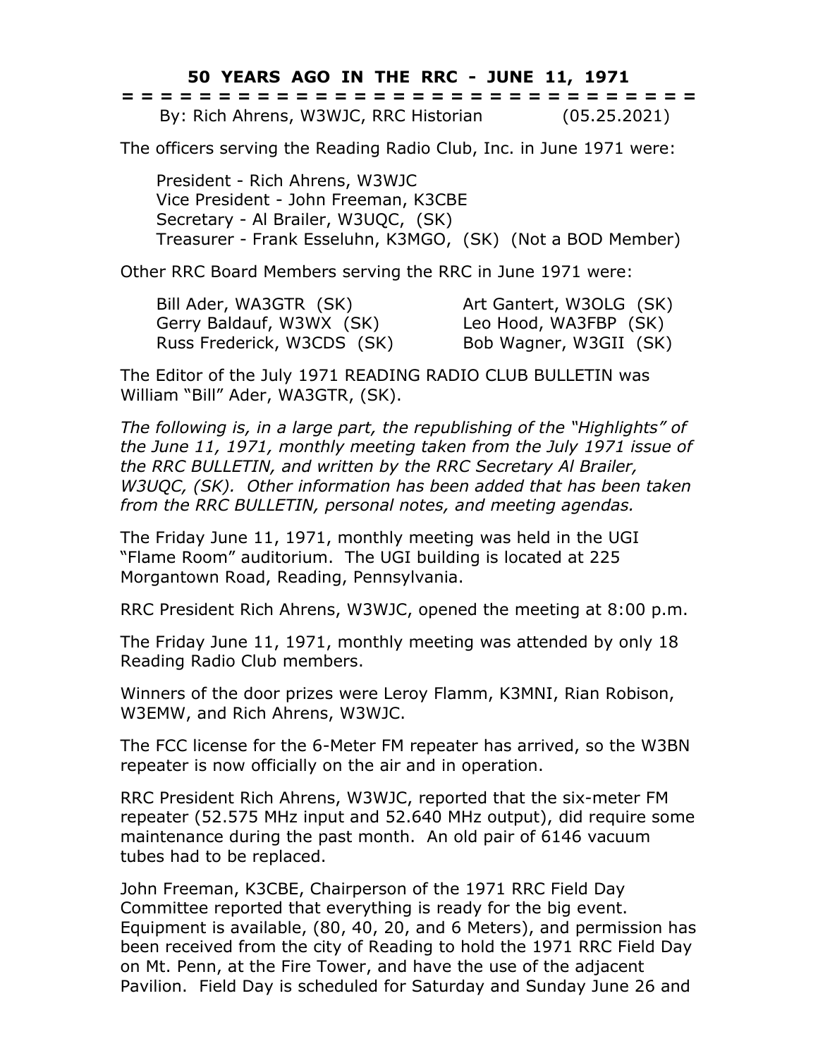# 50 YEARS AGO IN THE RRC - JUNE 11, 1971

= = = = = = = = = = = = = = = = = = = = = = = = = = = = = = = = =

By: Rich Ahrens, W3WJC, RRC Historian (05.25.2021)

The officers serving the Reading Radio Club, Inc. in June 1971 were:

- President - Rich Ahrens, W3WJC
- Vice President - John Freeman, K3CBE
- Secretary - Al Brailer, W3UQC, (SK)
- Treasurer - Frank Esseluhn, K3MGO, (SK) (Not a BOD Member)

Other RRC Board Members serving the RRC in June 1971 were:

| | |
|---|---|
| Bill Ader, WA3GTR (SK) | Art Gantert, W3OLG (SK) |
| Gerry Baldauf, W3WX (SK) | Leo Hood, WA3FBP (SK) |
| Russ Frederick, W3CDS (SK) | Bob Wagner, W3GII (SK) |

The Editor of the July 1971 READING RADIO CLUB BULLETIN was William "Bill" Ader, WA3GTR, (SK).

*The following is, in a large part, the republishing of the "Highlights" of the June 11, 1971, monthly meeting taken from the July 1971 issue of the RRC BULLETIN, and written by the RRC Secretary Al Brailer, W3UQC, (SK). Other information has been added that has been taken from the RRC BULLETIN, personal notes, and meeting agendas.*

The Friday June 11, 1971, monthly meeting was held in the UGI "Flame Room" auditorium. The UGI building is located at 225 Morgantown Road, Reading, Pennsylvania.

RRC President Rich Ahrens, W3WJC, opened the meeting at 8:00 p.m.

The Friday June 11, 1971, monthly meeting was attended by only 18 Reading Radio Club members.

Winners of the door prizes were Leroy Flamm, K3MNI, Rian Robison, W3EMW, and Rich Ahrens, W3WJC.

The FCC license for the 6-Meter FM repeater has arrived, so the W3BN repeater is now officially on the air and in operation.

RRC President Rich Ahrens, W3WJC, reported that the six-meter FM repeater (52.575 MHz input and 52.640 MHz output), did require some maintenance during the past month. An old pair of 6146 vacuum tubes had to be replaced.

John Freeman, K3CBE, Chairperson of the 1971 RRC Field Day Committee reported that everything is ready for the big event. Equipment is available, (80, 40, 20, and 6 Meters), and permission has been received from the city of Reading to hold the 1971 RRC Field Day on Mt. Penn, at the Fire Tower, and have the use of the adjacent Pavilion. Field Day is scheduled for Saturday and Sunday June 26 and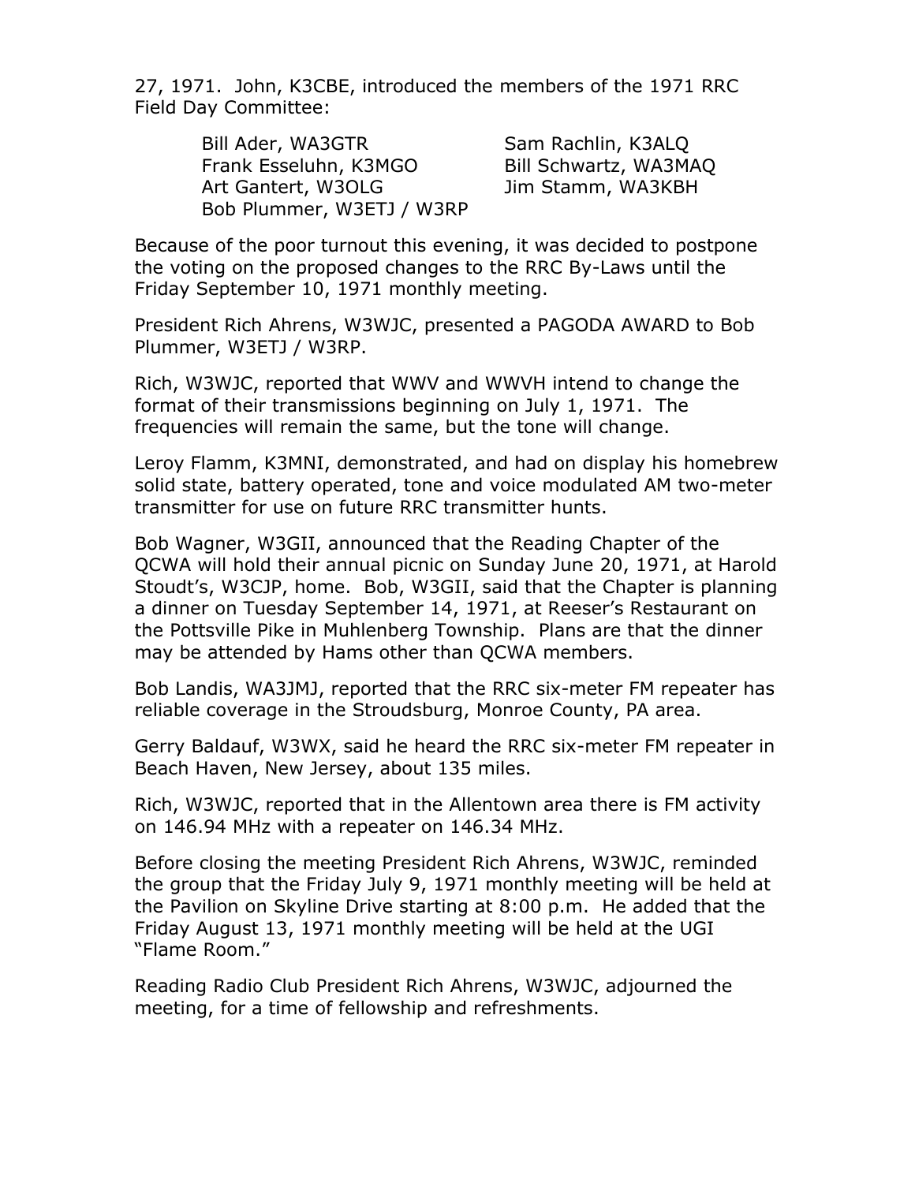27, 1971. John, K3CBE, introduced the members of the 1971 RRC Field Day Committee:

| | |
|---|---|
| Bill Ader, WA3GTR | Sam Rachlin, K3ALQ |
| Frank Esseluhn, K3MGO | Bill Schwartz, WA3MAQ |
| Art Gantert, W3OLG | Jim Stamm, WA3KBH |
| Bob Plummer, W3ETJ / W3RP | |

Because of the poor turnout this evening, it was decided to postpone the voting on the proposed changes to the RRC By-Laws until the Friday September 10, 1971 monthly meeting.

President Rich Ahrens, W3WJC, presented a PAGODA AWARD to Bob Plummer, W3ETJ / W3RP.

Rich, W3WJC, reported that WWV and WWVH intend to change the format of their transmissions beginning on July 1, 1971. The frequencies will remain the same, but the tone will change.

Leroy Flamm, K3MNI, demonstrated, and had on display his homebrew solid state, battery operated, tone and voice modulated AM two-meter transmitter for use on future RRC transmitter hunts.

Bob Wagner, W3GII, announced that the Reading Chapter of the QCWA will hold their annual picnic on Sunday June 20, 1971, at Harold Stoudt's, W3CJP, home. Bob, W3GII, said that the Chapter is planning a dinner on Tuesday September 14, 1971, at Reeser's Restaurant on the Pottsville Pike in Muhlenberg Township. Plans are that the dinner may be attended by Hams other than QCWA members.

Bob Landis, WA3JMJ, reported that the RRC six-meter FM repeater has reliable coverage in the Stroudsburg, Monroe County, PA area.

Gerry Baldauf, W3WX, said he heard the RRC six-meter FM repeater in Beach Haven, New Jersey, about 135 miles.

Rich, W3WJC, reported that in the Allentown area there is FM activity on 146.94 MHz with a repeater on 146.34 MHz.

Before closing the meeting President Rich Ahrens, W3WJC, reminded the group that the Friday July 9, 1971 monthly meeting will be held at the Pavilion on Skyline Drive starting at 8:00 p.m. He added that the Friday August 13, 1971 monthly meeting will be held at the UGI "Flame Room."

Reading Radio Club President Rich Ahrens, W3WJC, adjourned the meeting, for a time of fellowship and refreshments.